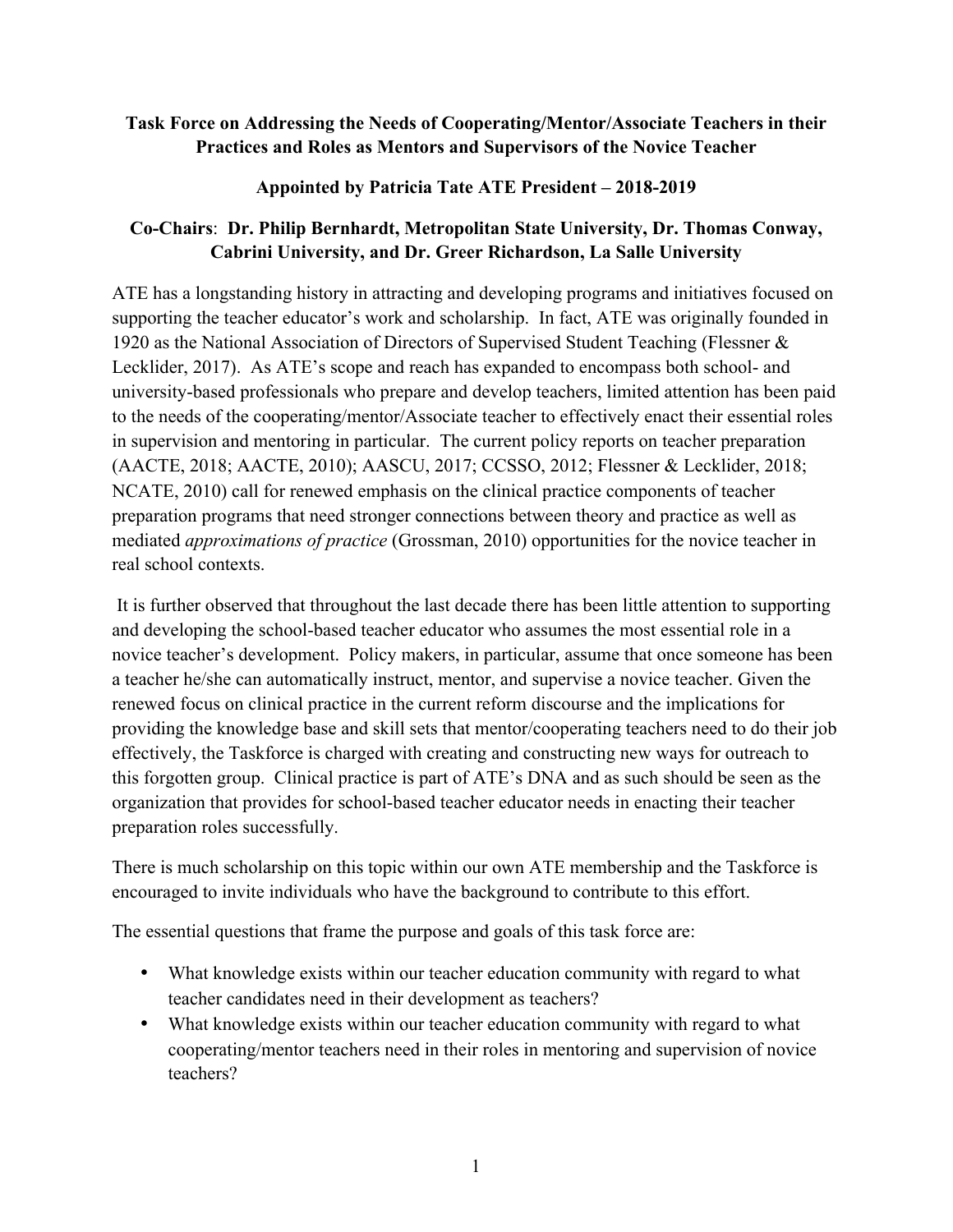**Task Force on Addressing the Needs of Cooperating/Mentor/Associate Teachers in their Practices and Roles as Mentors and Supervisors of the Novice Teacher**

**Appointed by Patricia Tate ATE President – 2018-2019**

**Co-Chairs**: **Dr. Philip Bernhardt, Metropolitan State University, Dr. Thomas Conway, Cabrini University, and Dr. Greer Richardson, La Salle University**

ATE has a longstanding history in attracting and developing programs and initiatives focused on supporting the teacher educator's work and scholarship. In fact, ATE was originally founded in 1920 as the National Association of Directors of Supervised Student Teaching (Flessner & Lecklider, 2017). As ATE's scope and reach has expanded to encompass both school- and university-based professionals who prepare and develop teachers, limited attention has been paid to the needs of the cooperating/mentor/Associate teacher to effectively enact their essential roles in supervision and mentoring in particular. The current policy reports on teacher preparation (AACTE, 2018; AACTE, 2010); AASCU, 2017; CCSSO, 2012; Flessner & Lecklider, 2018; NCATE, 2010) call for renewed emphasis on the clinical practice components of teacher preparation programs that need stronger connections between theory and practice as well as mediated *approximations of practice* (Grossman, 2010) opportunities for the novice teacher in real school contexts.

It is further observed that throughout the last decade there has been little attention to supporting and developing the school-based teacher educator who assumes the most essential role in a novice teacher's development. Policy makers, in particular, assume that once someone has been a teacher he/she can automatically instruct, mentor, and supervise a novice teacher. Given the renewed focus on clinical practice in the current reform discourse and the implications for providing the knowledge base and skill sets that mentor/cooperating teachers need to do their job effectively, the Taskforce is charged with creating and constructing new ways for outreach to this forgotten group. Clinical practice is part of ATE's DNA and as such should be seen as the organization that provides for school-based teacher educator needs in enacting their teacher preparation roles successfully.

There is much scholarship on this topic within our own ATE membership and the Taskforce is encouraged to invite individuals who have the background to contribute to this effort.

The essential questions that frame the purpose and goals of this task force are:

- What knowledge exists within our teacher education community with regard to what teacher candidates need in their development as teachers?
- What knowledge exists within our teacher education community with regard to what cooperating/mentor teachers need in their roles in mentoring and supervision of novice teachers?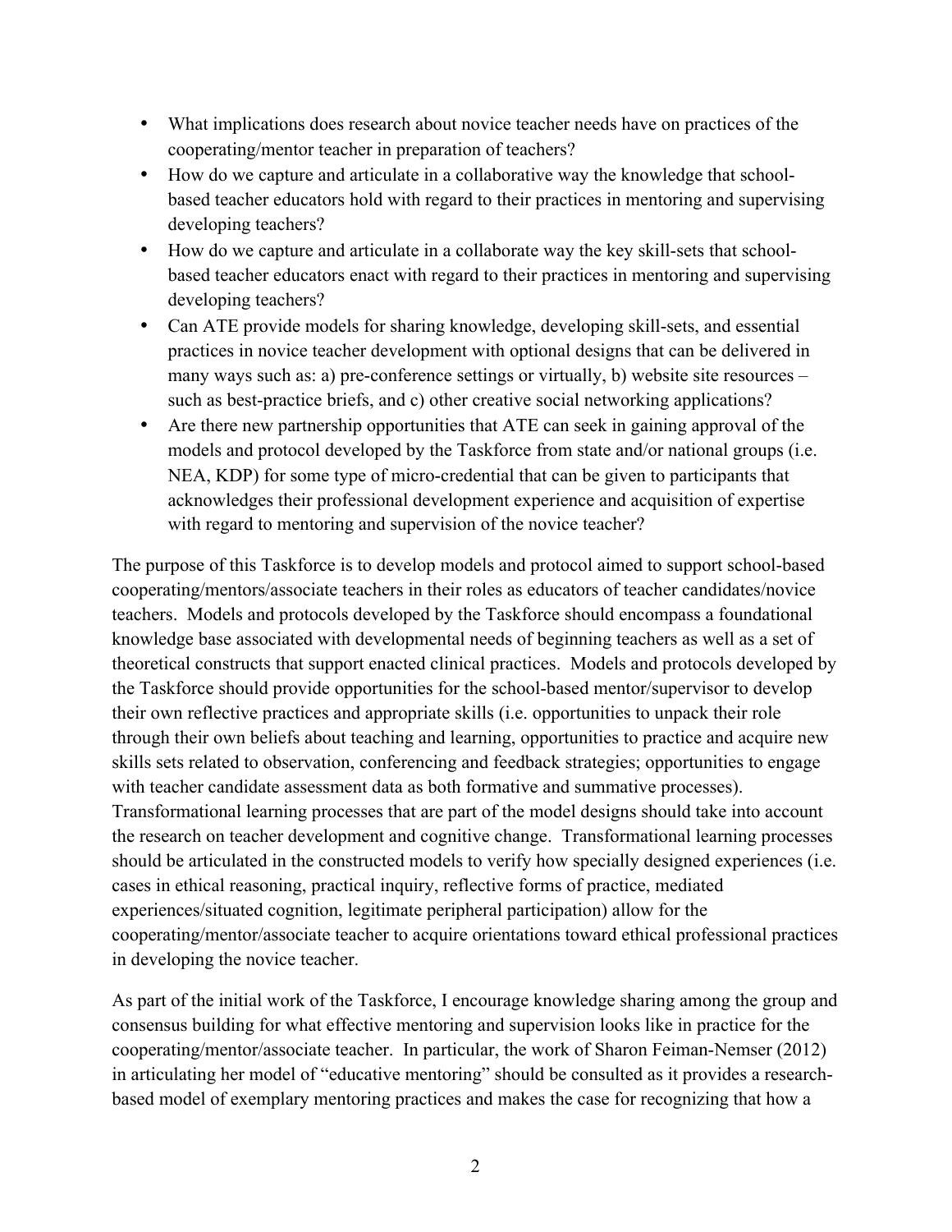- What implications does research about novice teacher needs have on practices of the cooperating/mentor teacher in preparation of teachers?
- How do we capture and articulate in a collaborative way the knowledge that school-based teacher educators hold with regard to their practices in mentoring and supervising developing teachers?
- How do we capture and articulate in a collaborate way the key skill-sets that school-based teacher educators enact with regard to their practices in mentoring and supervising developing teachers?
- Can ATE provide models for sharing knowledge, developing skill-sets, and essential practices in novice teacher development with optional designs that can be delivered in many ways such as: a) pre-conference settings or virtually, b) website site resources – such as best-practice briefs, and c) other creative social networking applications?
- Are there new partnership opportunities that ATE can seek in gaining approval of the models and protocol developed by the Taskforce from state and/or national groups (i.e. NEA, KDP) for some type of micro-credential that can be given to participants that acknowledges their professional development experience and acquisition of expertise with regard to mentoring and supervision of the novice teacher?

The purpose of this Taskforce is to develop models and protocol aimed to support school-based cooperating/mentors/associate teachers in their roles as educators of teacher candidates/novice teachers. Models and protocols developed by the Taskforce should encompass a foundational knowledge base associated with developmental needs of beginning teachers as well as a set of theoretical constructs that support enacted clinical practices. Models and protocols developed by the Taskforce should provide opportunities for the school-based mentor/supervisor to develop their own reflective practices and appropriate skills (i.e. opportunities to unpack their role through their own beliefs about teaching and learning, opportunities to practice and acquire new skills sets related to observation, conferencing and feedback strategies; opportunities to engage with teacher candidate assessment data as both formative and summative processes). Transformational learning processes that are part of the model designs should take into account the research on teacher development and cognitive change. Transformational learning processes should be articulated in the constructed models to verify how specially designed experiences (i.e. cases in ethical reasoning, practical inquiry, reflective forms of practice, mediated experiences/situated cognition, legitimate peripheral participation) allow for the cooperating/mentor/associate teacher to acquire orientations toward ethical professional practices in developing the novice teacher.

As part of the initial work of the Taskforce, I encourage knowledge sharing among the group and consensus building for what effective mentoring and supervision looks like in practice for the cooperating/mentor/associate teacher. In particular, the work of Sharon Feiman-Nemser (2012) in articulating her model of "educative mentoring" should be consulted as it provides a research-based model of exemplary mentoring practices and makes the case for recognizing that how a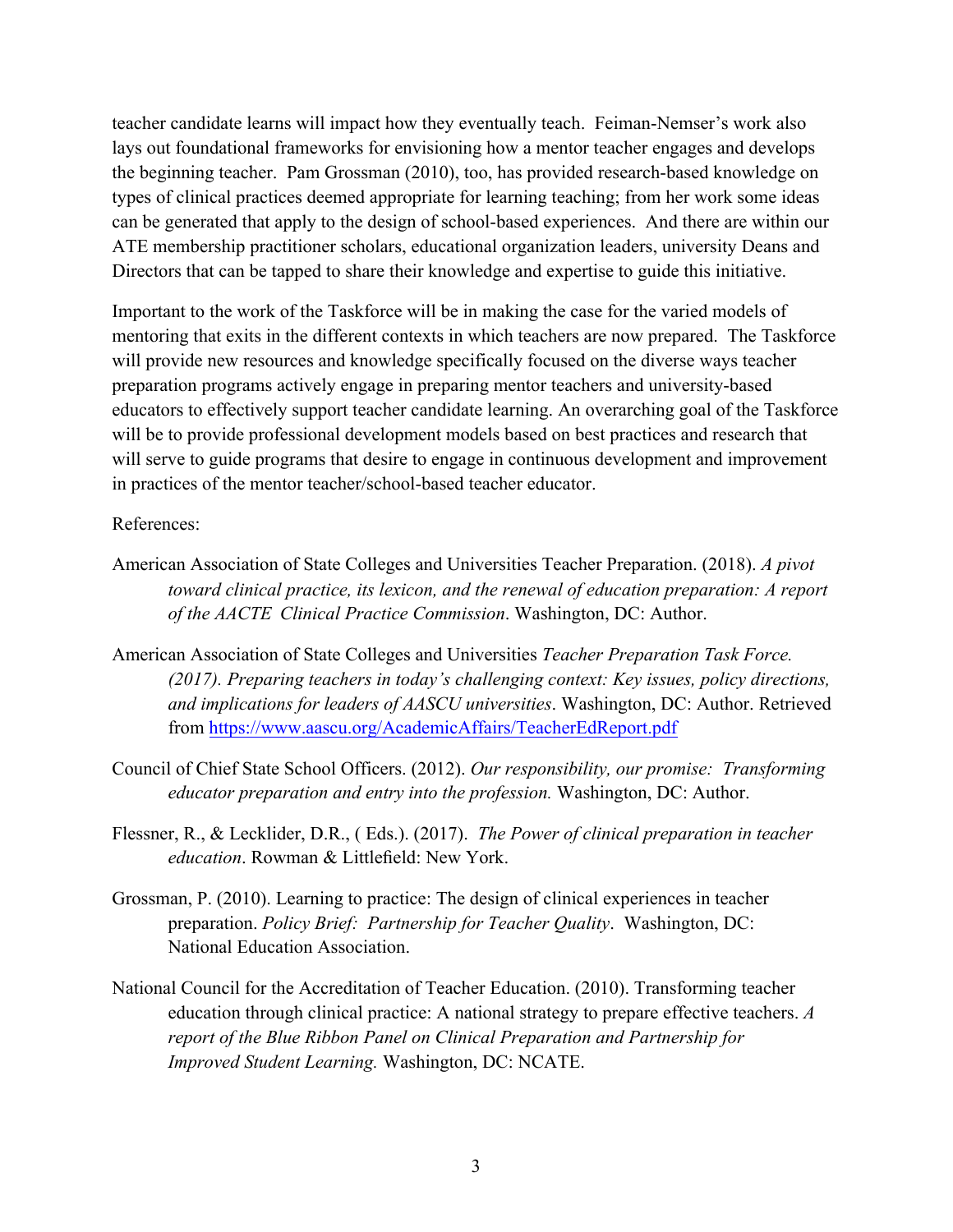teacher candidate learns will impact how they eventually teach. Feiman-Nemser's work also lays out foundational frameworks for envisioning how a mentor teacher engages and develops the beginning teacher. Pam Grossman (2010), too, has provided research-based knowledge on types of clinical practices deemed appropriate for learning teaching; from her work some ideas can be generated that apply to the design of school-based experiences. And there are within our ATE membership practitioner scholars, educational organization leaders, university Deans and Directors that can be tapped to share their knowledge and expertise to guide this initiative.

Important to the work of the Taskforce will be in making the case for the varied models of mentoring that exits in the different contexts in which teachers are now prepared. The Taskforce will provide new resources and knowledge specifically focused on the diverse ways teacher preparation programs actively engage in preparing mentor teachers and university-based educators to effectively support teacher candidate learning. An overarching goal of the Taskforce will be to provide professional development models based on best practices and research that will serve to guide programs that desire to engage in continuous development and improvement in practices of the mentor teacher/school-based teacher educator.

References:

American Association of State Colleges and Universities Teacher Preparation. (2018). *A pivot toward clinical practice, its lexicon, and the renewal of education preparation: A report of the AACTE Clinical Practice Commission*. Washington, DC: Author.

American Association of State Colleges and Universities *Teacher Preparation Task Force. (2017). Preparing teachers in today's challenging context: Key issues, policy directions, and implications for leaders of AASCU universities*. Washington, DC: Author. Retrieved from https://www.aascu.org/AcademicAffairs/TeacherEdReport.pdf

Council of Chief State School Officers. (2012). *Our responsibility, our promise: Transforming educator preparation and entry into the profession.* Washington, DC: Author.

Flessner, R., & Lecklider, D.R., ( Eds.). (2017). *The Power of clinical preparation in teacher education*. Rowman & Littlefield: New York.

Grossman, P. (2010). Learning to practice: The design of clinical experiences in teacher preparation. *Policy Brief: Partnership for Teacher Quality*. Washington, DC: National Education Association.

National Council for the Accreditation of Teacher Education. (2010). Transforming teacher education through clinical practice: A national strategy to prepare effective teachers. *A report of the Blue Ribbon Panel on Clinical Preparation and Partnership for Improved Student Learning.* Washington, DC: NCATE.